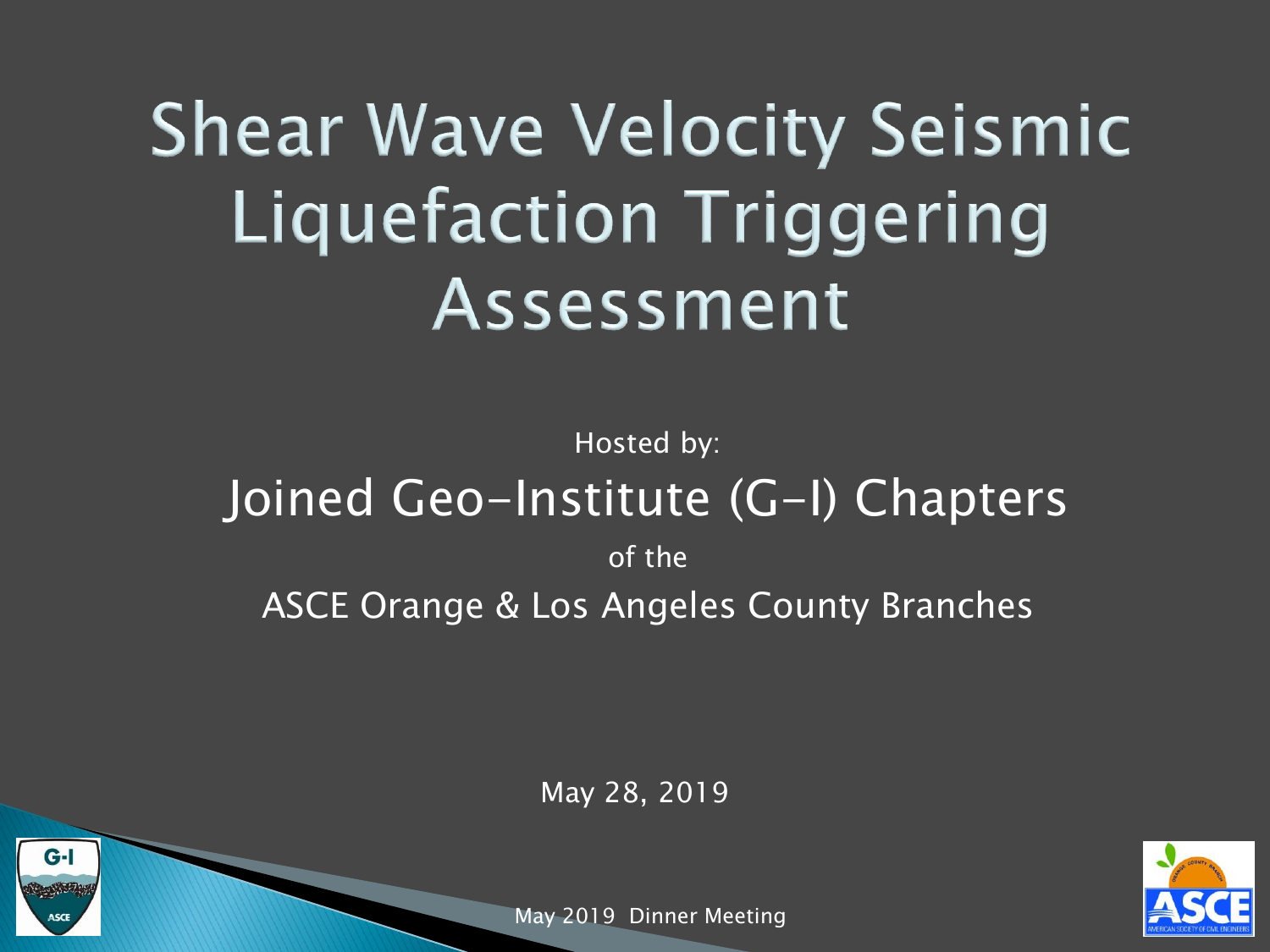# Shear Wave Velocity Seismic Liquefaction Triggering Assessment

Hosted by:

## Joined Geo-Institute (G-I) Chapters

of the

ASCE Orange & Los Angeles County Branches

May 28, 2019

May 2019 Dinner Meeting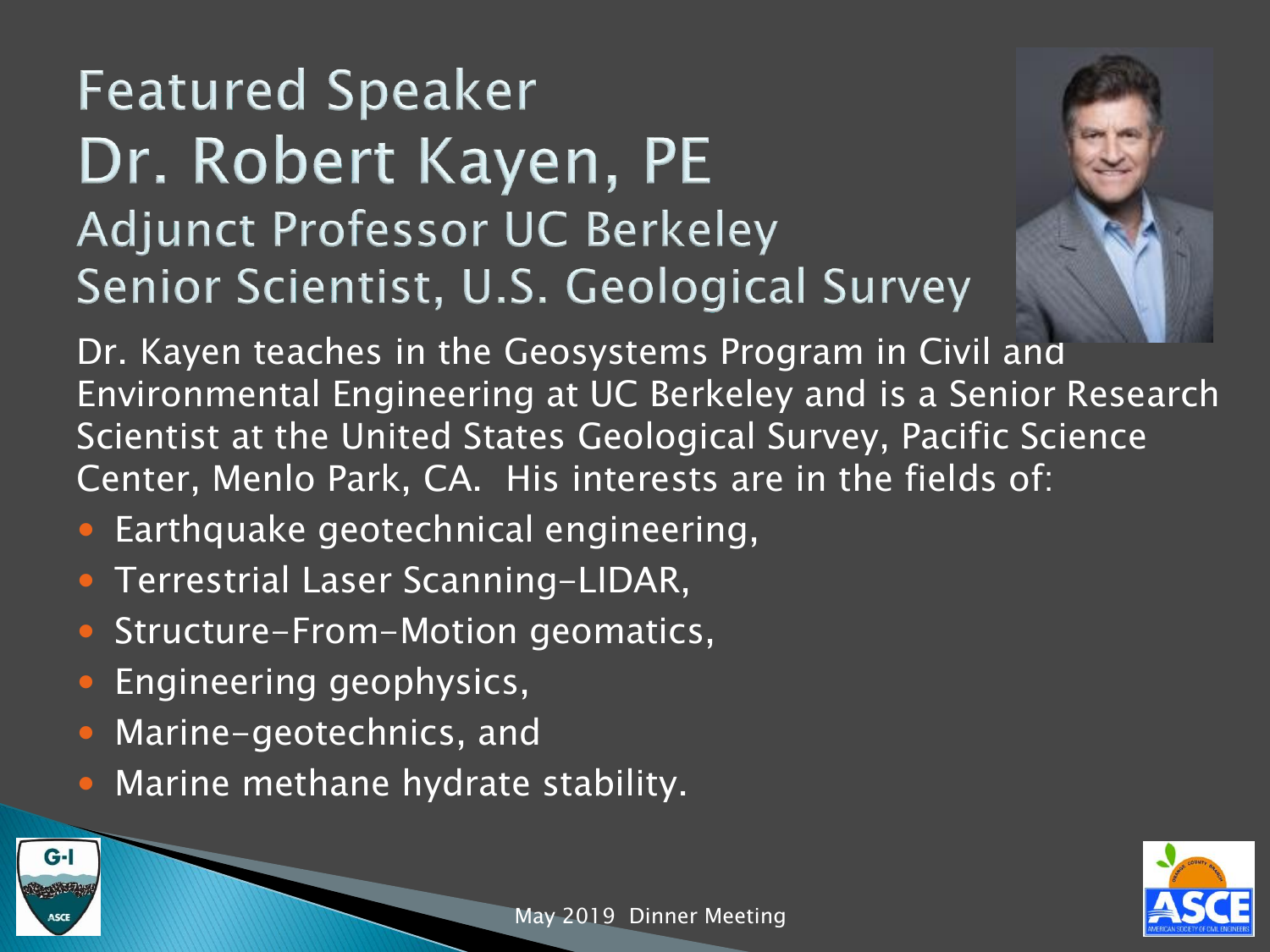# Featured Speaker

## Dr. Robert Kayen, PE

### Adjunct Professor UC Berkeley

### Senior Scientist, U.S. Geological Survey

Dr. Kayen teaches in the Geosystems Program in Civil and Environmental Engineering at UC Berkeley and is a Senior Research Scientist at the United States Geological Survey, Pacific Science Center, Menlo Park, CA. His interests are in the fields of:

- Earthquake geotechnical engineering,
- Terrestrial Laser Scanning-LIDAR,
- Structure-From-Motion geomatics,
- Engineering geophysics,
- Marine-geotechnics, and
- Marine methane hydrate stability.

May 2019 Dinner Meeting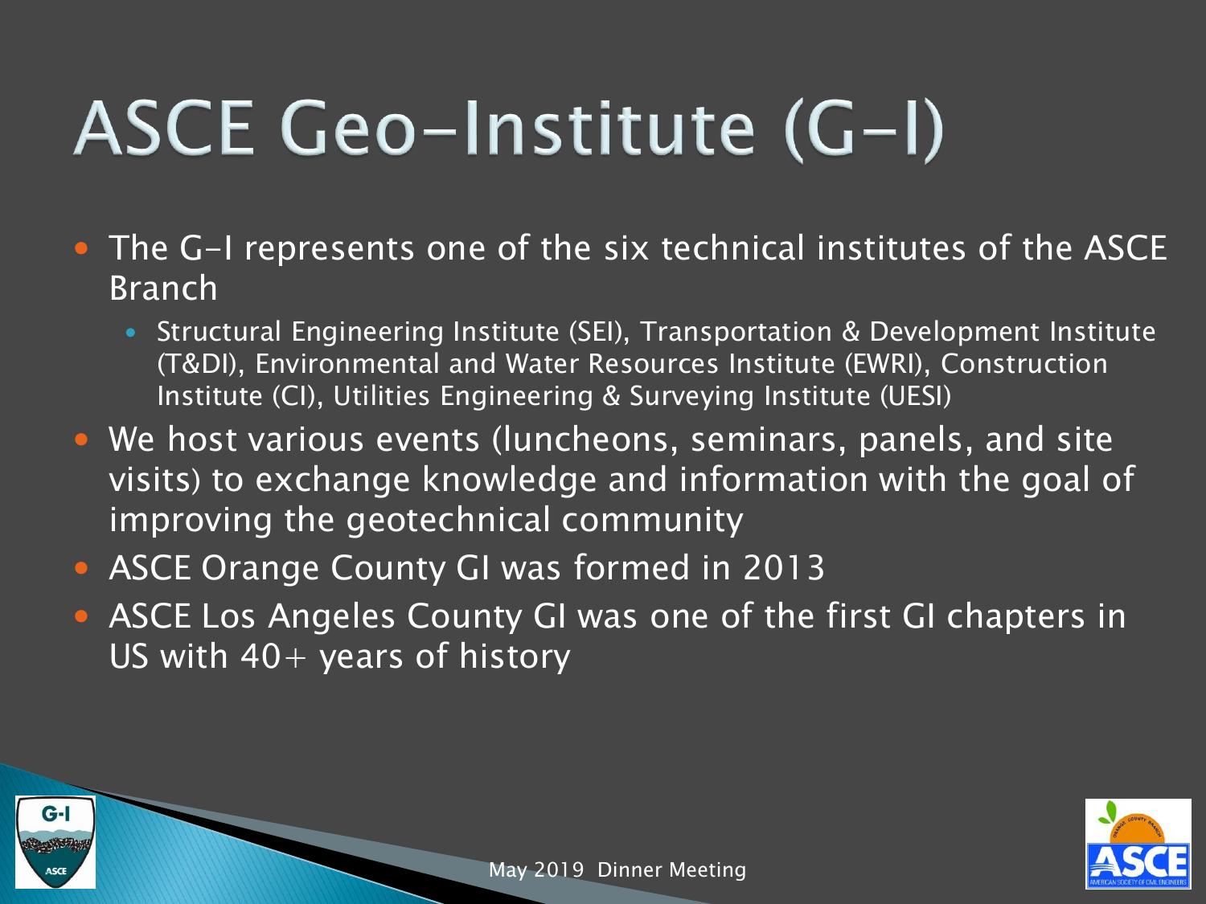# ASCE Geo-Institute (G-I)

- The G-I represents one of the six technical institutes of the ASCE Branch
  - Structural Engineering Institute (SEI), Transportation & Development Institute (T&DI), Environmental and Water Resources Institute (EWRI), Construction Institute (CI), Utilities Engineering & Surveying Institute (UESI)
- We host various events (luncheons, seminars, panels, and site visits) to exchange knowledge and information with the goal of improving the geotechnical community
- ASCE Orange County GI was formed in 2013
- ASCE Los Angeles County GI was one of the first GI chapters in US with 40+ years of history

May 2019 Dinner Meeting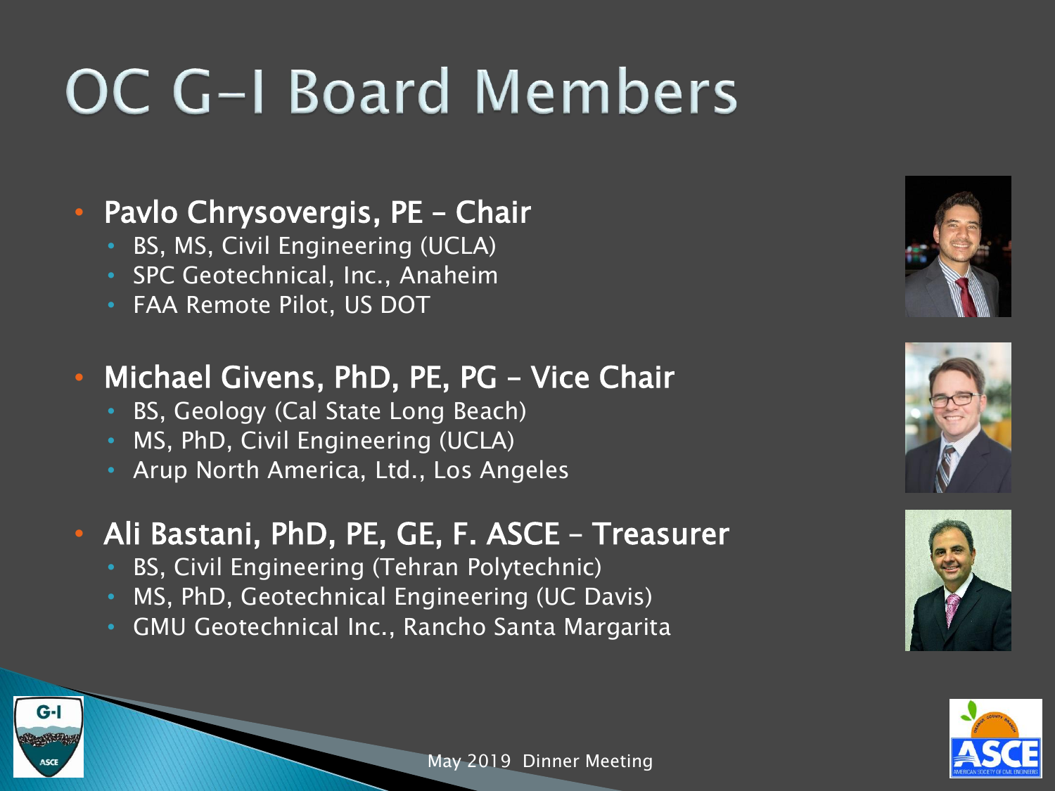# OC G-I Board Members

- **Pavlo Chrysovergis, PE – Chair**
  - BS, MS, Civil Engineering (UCLA)
  - SPC Geotechnical, Inc., Anaheim
  - FAA Remote Pilot, US DOT

- **Michael Givens, PhD, PE, PG – Vice Chair**
  - BS, Geology (Cal State Long Beach)
  - MS, PhD, Civil Engineering (UCLA)
  - Arup North America, Ltd., Los Angeles

- **Ali Bastani, PhD, PE, GE, F. ASCE – Treasurer**
  - BS, Civil Engineering (Tehran Polytechnic)
  - MS, PhD, Geotechnical Engineering (UC Davis)
  - GMU Geotechnical Inc., Rancho Santa Margarita

May 2019 Dinner Meeting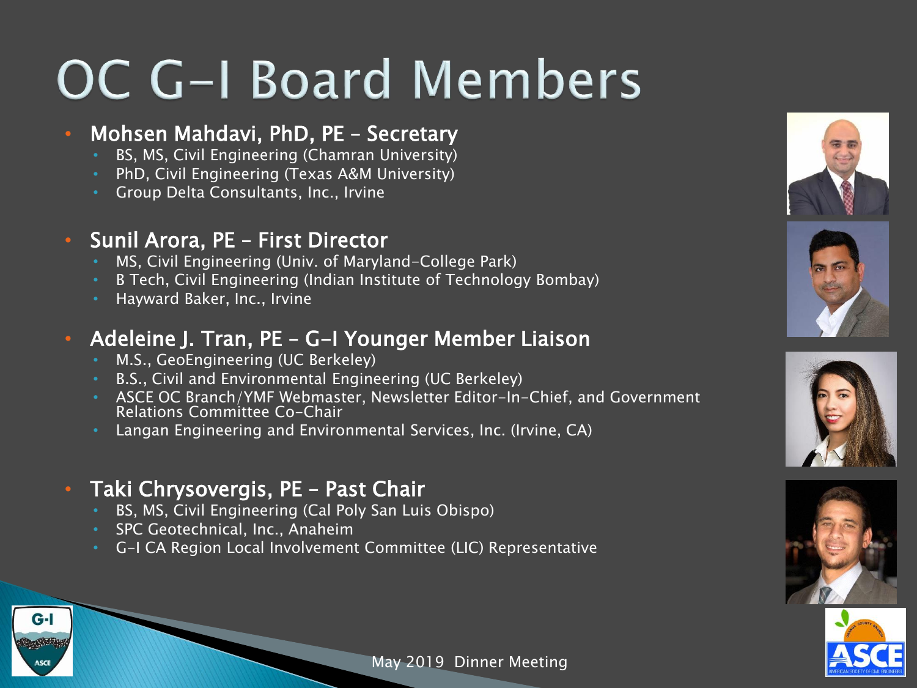# OC G-I Board Members

- **Mohsen Mahdavi, PhD, PE – Secretary**
  - BS, MS, Civil Engineering (Chamran University)
  - PhD, Civil Engineering (Texas A&M University)
  - Group Delta Consultants, Inc., Irvine

- **Sunil Arora, PE – First Director**
  - MS, Civil Engineering (Univ. of Maryland-College Park)
  - B Tech, Civil Engineering (Indian Institute of Technology Bombay)
  - Hayward Baker, Inc., Irvine

- **Adeleine J. Tran, PE – G-I Younger Member Liaison**
  - M.S., GeoEngineering (UC Berkeley)
  - B.S., Civil and Environmental Engineering (UC Berkeley)
  - ASCE OC Branch/YMF Webmaster, Newsletter Editor-In-Chief, and Government Relations Committee Co-Chair
  - Langan Engineering and Environmental Services, Inc. (Irvine, CA)

- **Taki Chrysovergis, PE – Past Chair**
  - BS, MS, Civil Engineering (Cal Poly San Luis Obispo)
  - SPC Geotechnical, Inc., Anaheim
  - G-I CA Region Local Involvement Committee (LIC) Representative

May 2019 Dinner Meeting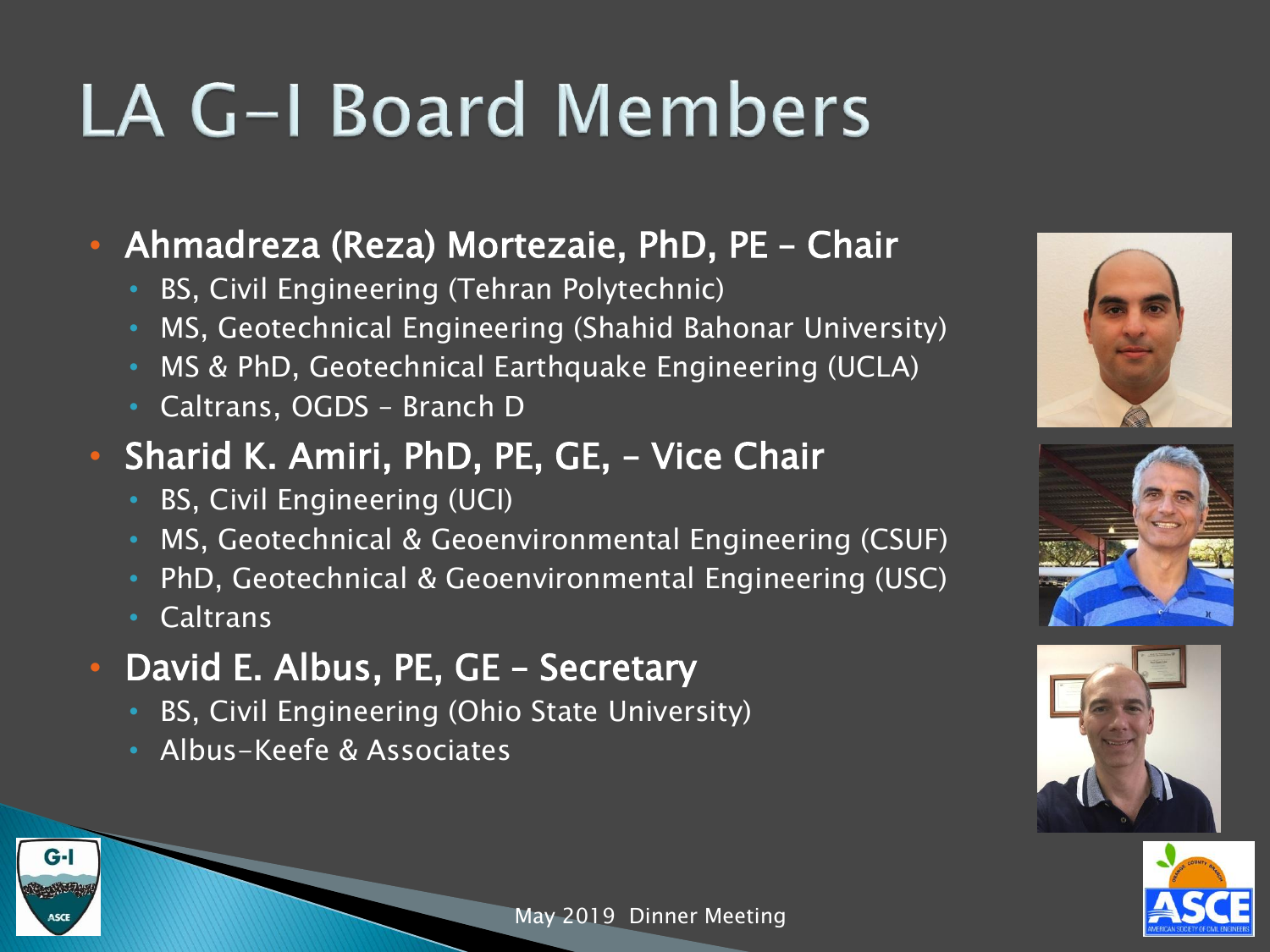# LA G-I Board Members

- **Ahmadreza (Reza) Mortezaie, PhD, PE – Chair**
  - BS, Civil Engineering (Tehran Polytechnic)
  - MS, Geotechnical Engineering (Shahid Bahonar University)
  - MS & PhD, Geotechnical Earthquake Engineering (UCLA)
  - Caltrans, OGDS – Branch D
- **Sharid K. Amiri, PhD, PE, GE, – Vice Chair**
  - BS, Civil Engineering (UCI)
  - MS, Geotechnical & Geoenvironmental Engineering (CSUF)
  - PhD, Geotechnical & Geoenvironmental Engineering (USC)
  - Caltrans
- **David E. Albus, PE, GE – Secretary**
  - BS, Civil Engineering (Ohio State University)
  - Albus-Keefe & Associates

May 2019 Dinner Meeting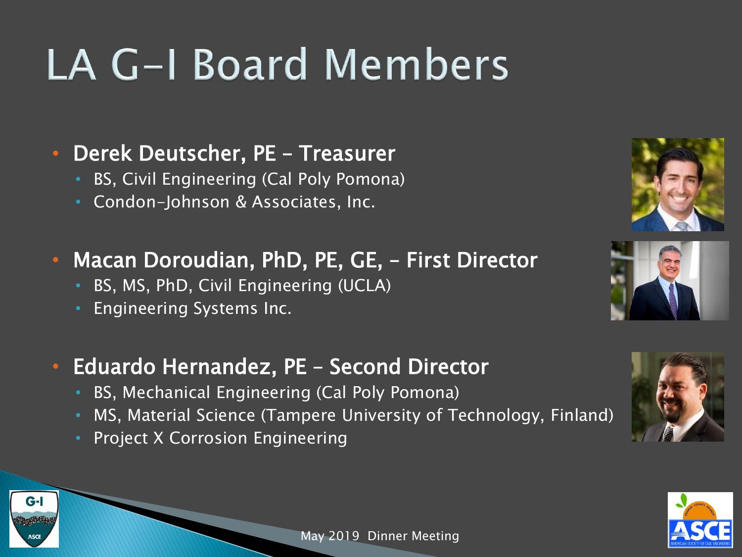# LA G-I Board Members

- **Derek Deutscher, PE – Treasurer**
  - BS, Civil Engineering (Cal Poly Pomona)
  - Condon-Johnson & Associates, Inc.

- **Macan Doroudian, PhD, PE, GE, – First Director**
  - BS, MS, PhD, Civil Engineering (UCLA)
  - Engineering Systems Inc.

- **Eduardo Hernandez, PE – Second Director**
  - BS, Mechanical Engineering (Cal Poly Pomona)
  - MS, Material Science (Tampere University of Technology, Finland)
  - Project X Corrosion Engineering

May 2019 Dinner Meeting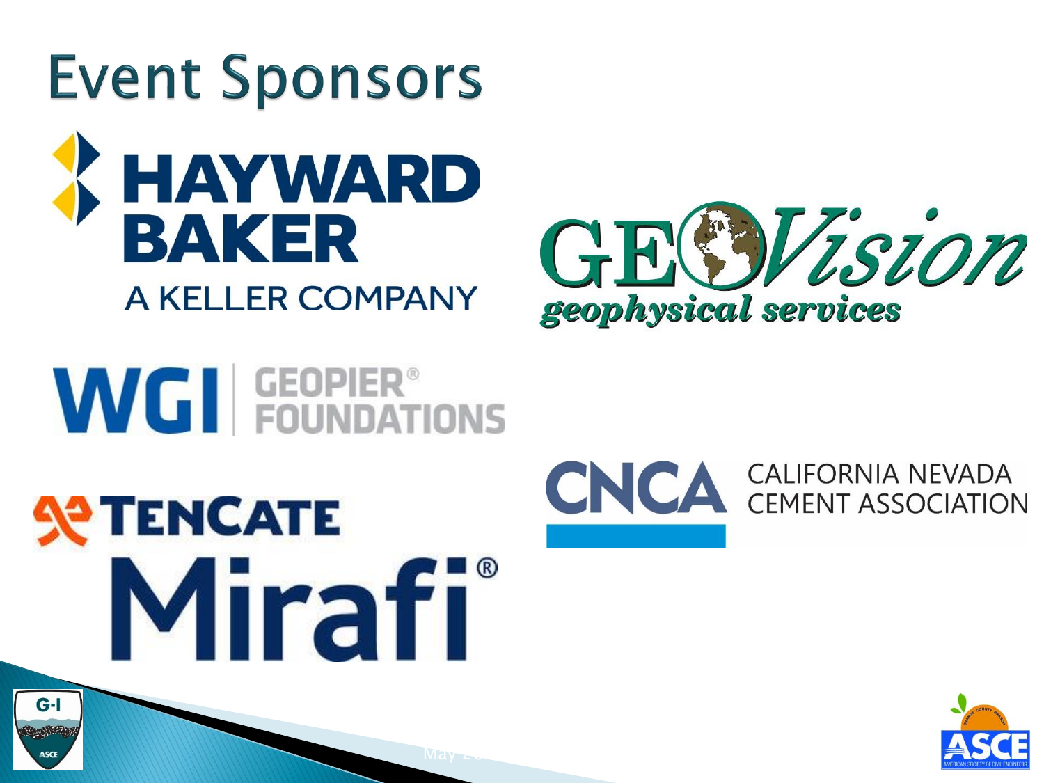# Event Sponsors

HAYWARD BAKER
A KELLER COMPANY

GEOVision
geophysical services

WGI | GEOPIER® FOUNDATIONS

CNCA CALIFORNIA NEVADA CEMENT ASSOCIATION

TENCATE
Mirafi®